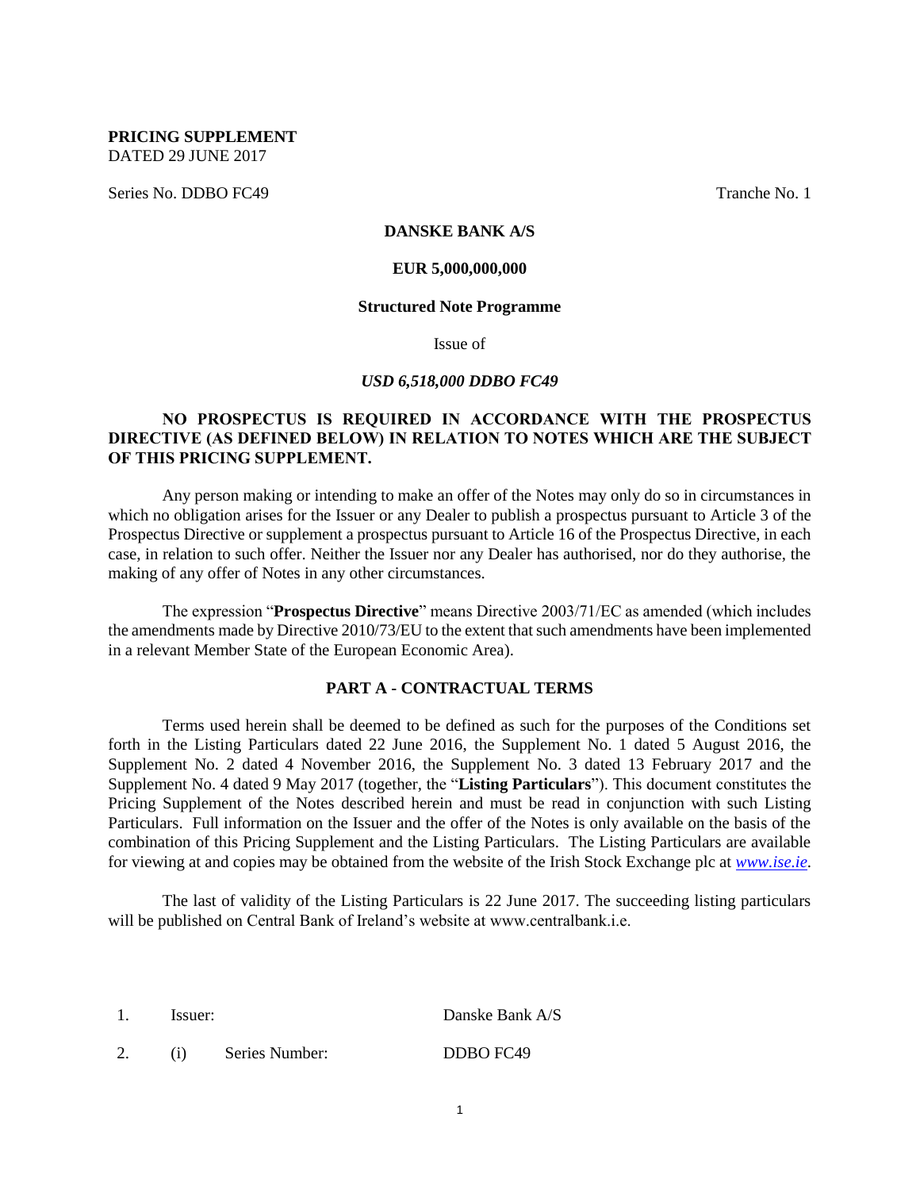**PRICING SUPPLEMENT**
DATED 29 JUNE 2017

Series No. DDBO FC49 Tranche No. 1

**DANSKE BANK A/S**

**EUR 5,000,000,000**

**Structured Note Programme**

Issue of

***USD 6,518,000 DDBO FC49***

**NO PROSPECTUS IS REQUIRED IN ACCORDANCE WITH THE PROSPECTUS DIRECTIVE (AS DEFINED BELOW) IN RELATION TO NOTES WHICH ARE THE SUBJECT OF THIS PRICING SUPPLEMENT.**

Any person making or intending to make an offer of the Notes may only do so in circumstances in which no obligation arises for the Issuer or any Dealer to publish a prospectus pursuant to Article 3 of the Prospectus Directive or supplement a prospectus pursuant to Article 16 of the Prospectus Directive, in each case, in relation to such offer. Neither the Issuer nor any Dealer has authorised, nor do they authorise, the making of any offer of Notes in any other circumstances.

The expression "**Prospectus Directive**" means Directive 2003/71/EC as amended (which includes the amendments made by Directive 2010/73/EU to the extent that such amendments have been implemented in a relevant Member State of the European Economic Area).

## PART A - CONTRACTUAL TERMS

Terms used herein shall be deemed to be defined as such for the purposes of the Conditions set forth in the Listing Particulars dated 22 June 2016, the Supplement No. 1 dated 5 August 2016, the Supplement No. 2 dated 4 November 2016, the Supplement No. 3 dated 13 February 2017 and the Supplement No. 4 dated 9 May 2017 (together, the "**Listing Particulars**"). This document constitutes the Pricing Supplement of the Notes described herein and must be read in conjunction with such Listing Particulars. Full information on the Issuer and the offer of the Notes is only available on the basis of the combination of this Pricing Supplement and the Listing Particulars. The Listing Particulars are available for viewing at and copies may be obtained from the website of the Irish Stock Exchange plc at *www.ise.ie*.

The last of validity of the Listing Particulars is 22 June 2017. The succeeding listing particulars will be published on Central Bank of Ireland's website at www.centralbank.i.e.

| | | |
|---|---|---|
| 1. | Issuer: | Danske Bank A/S |
| 2. | (i) Series Number: | DDBO FC49 |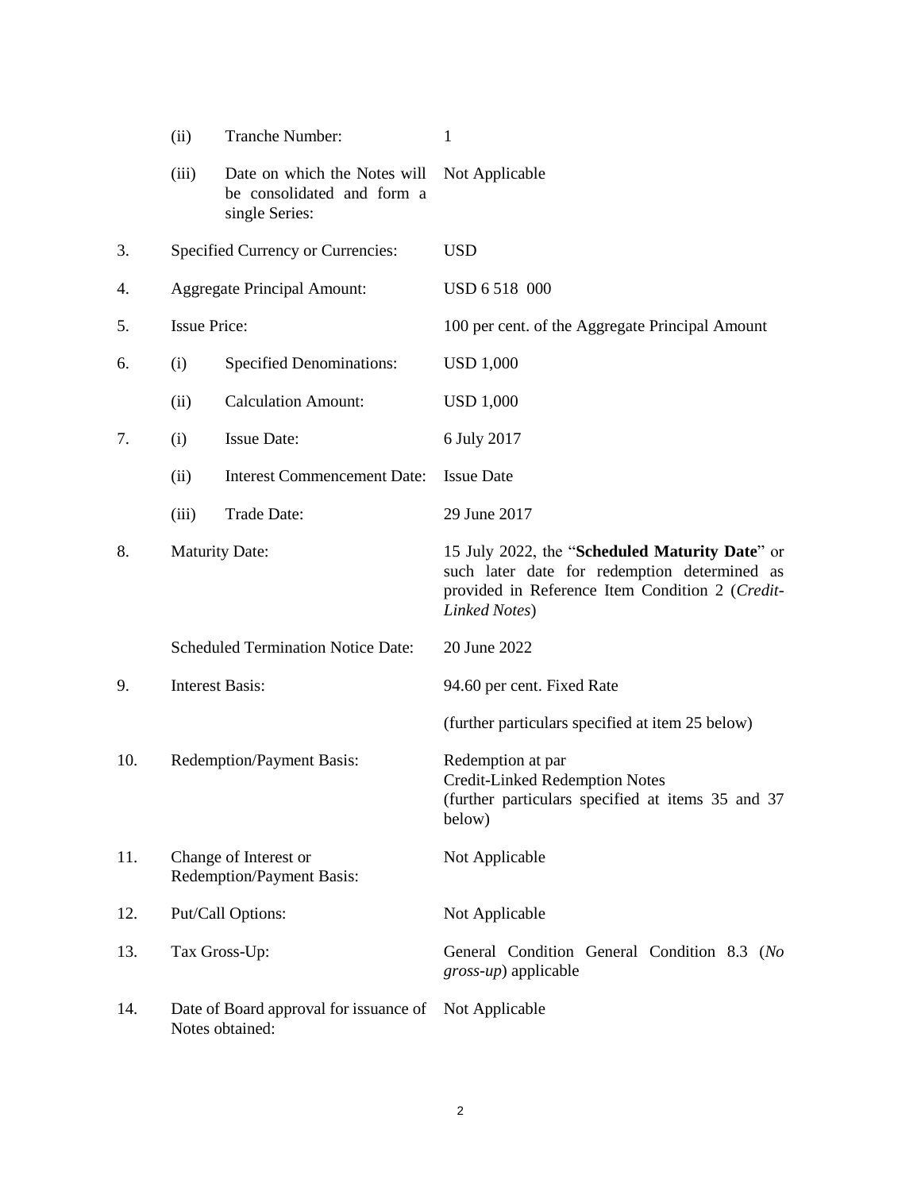| | | | |
|---|---|---|---|
| | (ii) | Tranche Number: | 1 |
| | (iii) | Date on which the Notes will be consolidated and form a single Series: | Not Applicable |
| 3. | Specified Currency or Currencies: | | USD |
| 4. | Aggregate Principal Amount: | | USD 6 518 000 |
| 5. | Issue Price: | | 100 per cent. of the Aggregate Principal Amount |
| 6. | (i) | Specified Denominations: | USD 1,000 |
| | (ii) | Calculation Amount: | USD 1,000 |
| 7. | (i) | Issue Date: | 6 July 2017 |
| | (ii) | Interest Commencement Date: | Issue Date |
| | (iii) | Trade Date: | 29 June 2017 |
| 8. | Maturity Date: | | 15 July 2022, the "**Scheduled Maturity Date**" or such later date for redemption determined as provided in Reference Item Condition 2 (*Credit-Linked Notes*) |
| | Scheduled Termination Notice Date: | | 20 June 2022 |
| 9. | Interest Basis: | | 94.60 per cent. Fixed Rate<br><br>(further particulars specified at item 25 below) |
| 10. | Redemption/Payment Basis: | | Redemption at par<br>Credit-Linked Redemption Notes<br>(further particulars specified at items 35 and 37 below) |
| 11. | Change of Interest or Redemption/Payment Basis: | | Not Applicable |
| 12. | Put/Call Options: | | Not Applicable |
| 13. | Tax Gross-Up: | | General Condition General Condition 8.3 (*No gross-up*) applicable |
| 14. | Date of Board approval for issuance of Notes obtained: | | Not Applicable |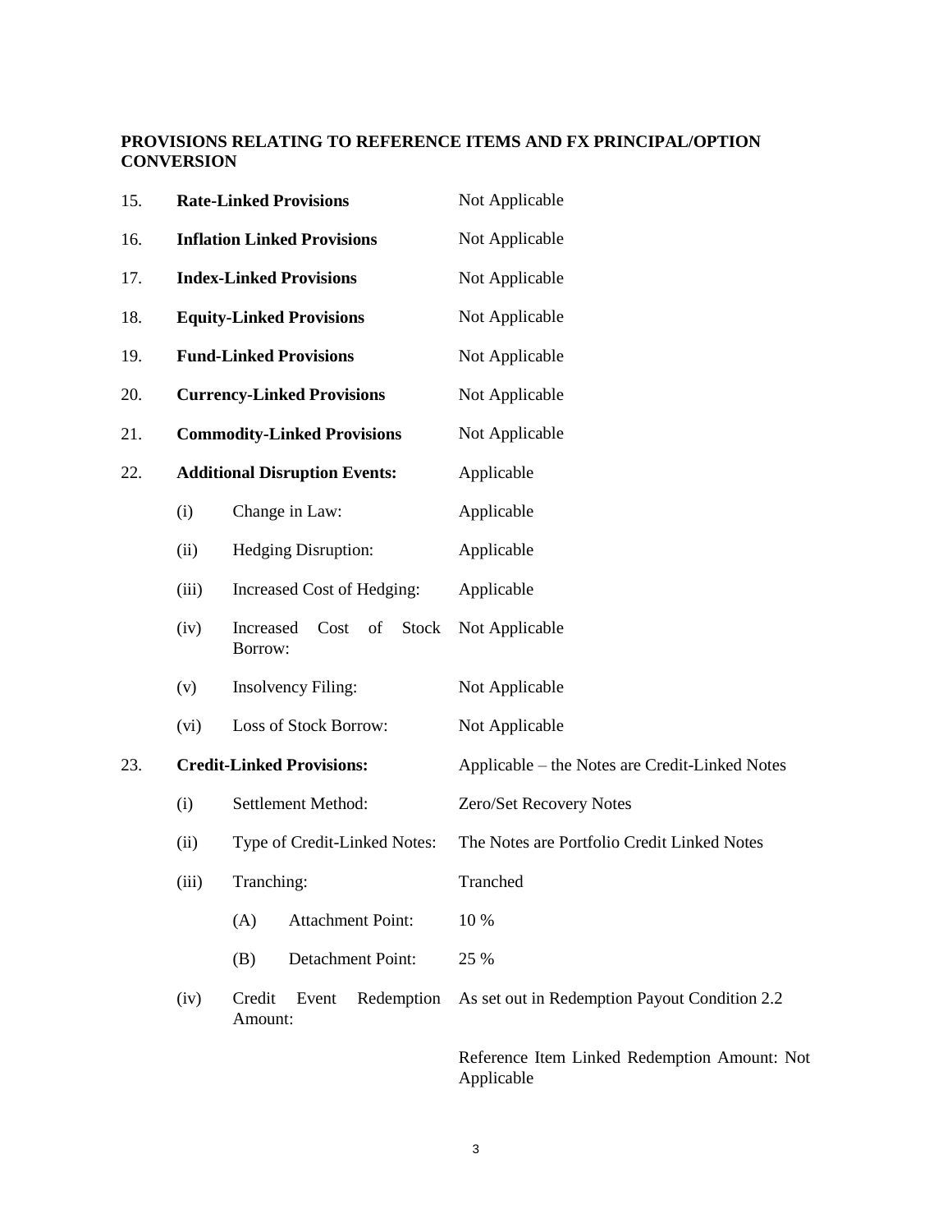**PROVISIONS RELATING TO REFERENCE ITEMS AND FX PRINCIPAL/OPTION CONVERSION**

| | | | |
|---|---|---|---|
| 15. | **Rate-Linked Provisions** | | Not Applicable |
| 16. | **Inflation Linked Provisions** | | Not Applicable |
| 17. | **Index-Linked Provisions** | | Not Applicable |
| 18. | **Equity-Linked Provisions** | | Not Applicable |
| 19. | **Fund-Linked Provisions** | | Not Applicable |
| 20. | **Currency-Linked Provisions** | | Not Applicable |
| 21. | **Commodity-Linked Provisions** | | Not Applicable |
| 22. | **Additional Disruption Events:** | | Applicable |
| | (i) | Change in Law: | Applicable |
| | (ii) | Hedging Disruption: | Applicable |
| | (iii) | Increased Cost of Hedging: | Applicable |
| | (iv) | Increased Cost of Stock Borrow: | Not Applicable |
| | (v) | Insolvency Filing: | Not Applicable |
| | (vi) | Loss of Stock Borrow: | Not Applicable |
| 23. | **Credit-Linked Provisions:** | | Applicable – the Notes are Credit-Linked Notes |
| | (i) | Settlement Method: | Zero/Set Recovery Notes |
| | (ii) | Type of Credit-Linked Notes: | The Notes are Portfolio Credit Linked Notes |
| | (iii) | Tranching: | Tranched |
| | | (A) Attachment Point: | 10 % |
| | | (B) Detachment Point: | 25 % |
| | (iv) | Credit Event Redemption Amount: | As set out in Redemption Payout Condition 2.2<br><br>Reference Item Linked Redemption Amount: Not Applicable |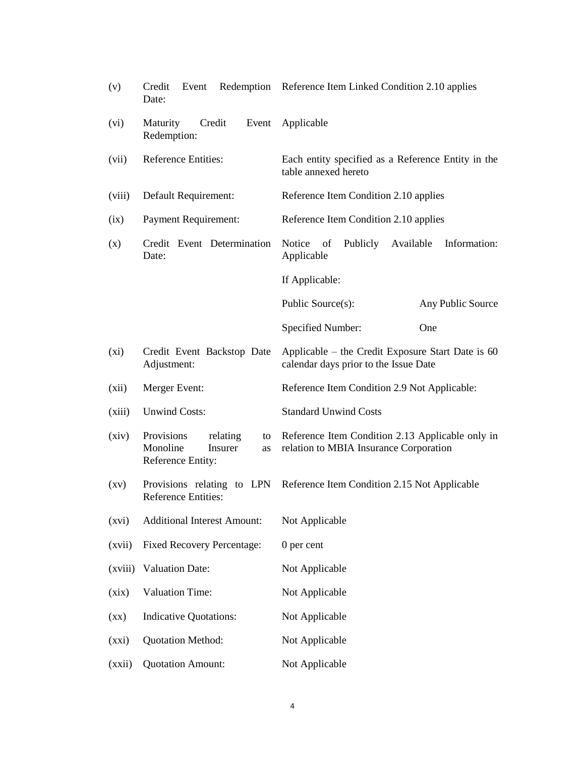| | | |
|---|---|---|
| (v) | Credit Event Redemption Date: | Reference Item Linked Condition 2.10 applies |
| (vi) | Maturity Credit Event Redemption: | Applicable |
| (vii) | Reference Entities: | Each entity specified as a Reference Entity in the table annexed hereto |
| (viii) | Default Requirement: | Reference Item Condition 2.10 applies |
| (ix) | Payment Requirement: | Reference Item Condition 2.10 applies |
| (x) | Credit Event Determination Date: | Notice of Publicly Available Information: Applicable<br><br>If Applicable:<br><br>Public Source(s): Any Public Source<br><br>Specified Number: One |
| (xi) | Credit Event Backstop Date Adjustment: | Applicable – the Credit Exposure Start Date is 60 calendar days prior to the Issue Date |
| (xii) | Merger Event: | Reference Item Condition 2.9 Not Applicable: |
| (xiii) | Unwind Costs: | Standard Unwind Costs |
| (xiv) | Provisions relating to Monoline Insurer as Reference Entity: | Reference Item Condition 2.13 Applicable only in relation to MBIA Insurance Corporation |
| (xv) | Provisions relating to LPN Reference Entities: | Reference Item Condition 2.15 Not Applicable |
| (xvi) | Additional Interest Amount: | Not Applicable |
| (xvii) | Fixed Recovery Percentage: | 0 per cent |
| (xviii) | Valuation Date: | Not Applicable |
| (xix) | Valuation Time: | Not Applicable |
| (xx) | Indicative Quotations: | Not Applicable |
| (xxi) | Quotation Method: | Not Applicable |
| (xxii) | Quotation Amount: | Not Applicable |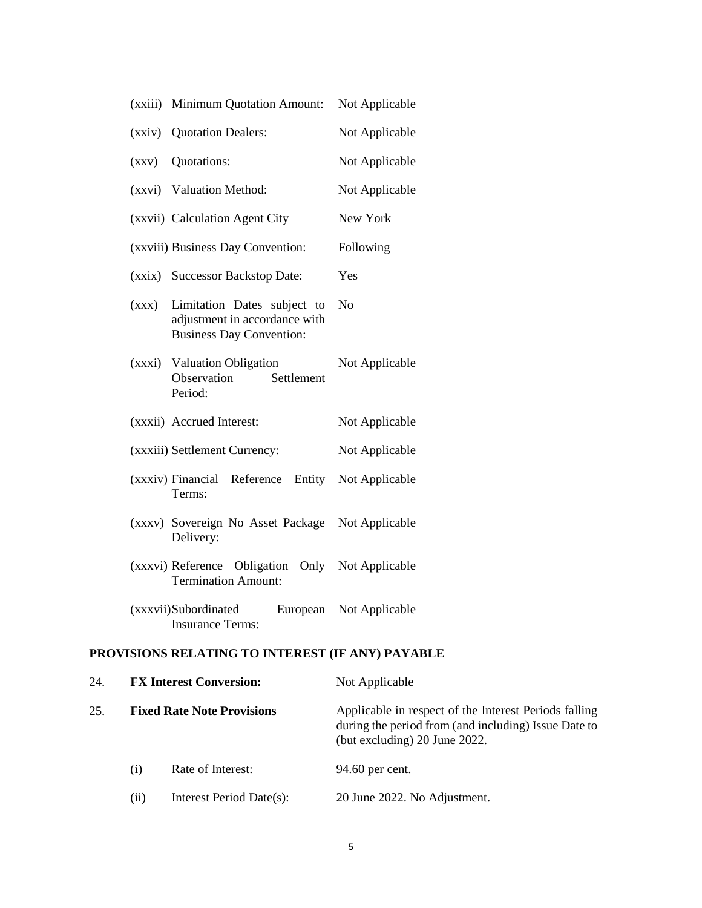| | | |
|---|---|---|
| (xxiii) | Minimum Quotation Amount: | Not Applicable |
| (xxiv) | Quotation Dealers: | Not Applicable |
| (xxv) | Quotations: | Not Applicable |
| (xxvi) | Valuation Method: | Not Applicable |
| (xxvii) | Calculation Agent City | New York |
| (xxviii) | Business Day Convention: | Following |
| (xxix) | Successor Backstop Date: | Yes |
| (xxx) | Limitation Dates subject to adjustment in accordance with Business Day Convention: | No |
| (xxxi) | Valuation Obligation Observation Settlement Period: | Not Applicable |
| (xxxii) | Accrued Interest: | Not Applicable |
| (xxxiii) | Settlement Currency: | Not Applicable |
| (xxxiv) | Financial Reference Entity Terms: | Not Applicable |
| (xxxv) | Sovereign No Asset Package Delivery: | Not Applicable |
| (xxxvi) | Reference Obligation Only Termination Amount: | Not Applicable |
| (xxxvii) | Subordinated European Insurance Terms: | Not Applicable |

## PROVISIONS RELATING TO INTEREST (IF ANY) PAYABLE

| | | |
|---|---|---|
| 24. | **FX Interest Conversion:** | Not Applicable |
| 25. | **Fixed Rate Note Provisions** | Applicable in respect of the Interest Periods falling during the period from (and including) Issue Date to (but excluding) 20 June 2022. |
| (i) | Rate of Interest: | 94.60 per cent. |
| (ii) | Interest Period Date(s): | 20 June 2022. No Adjustment. |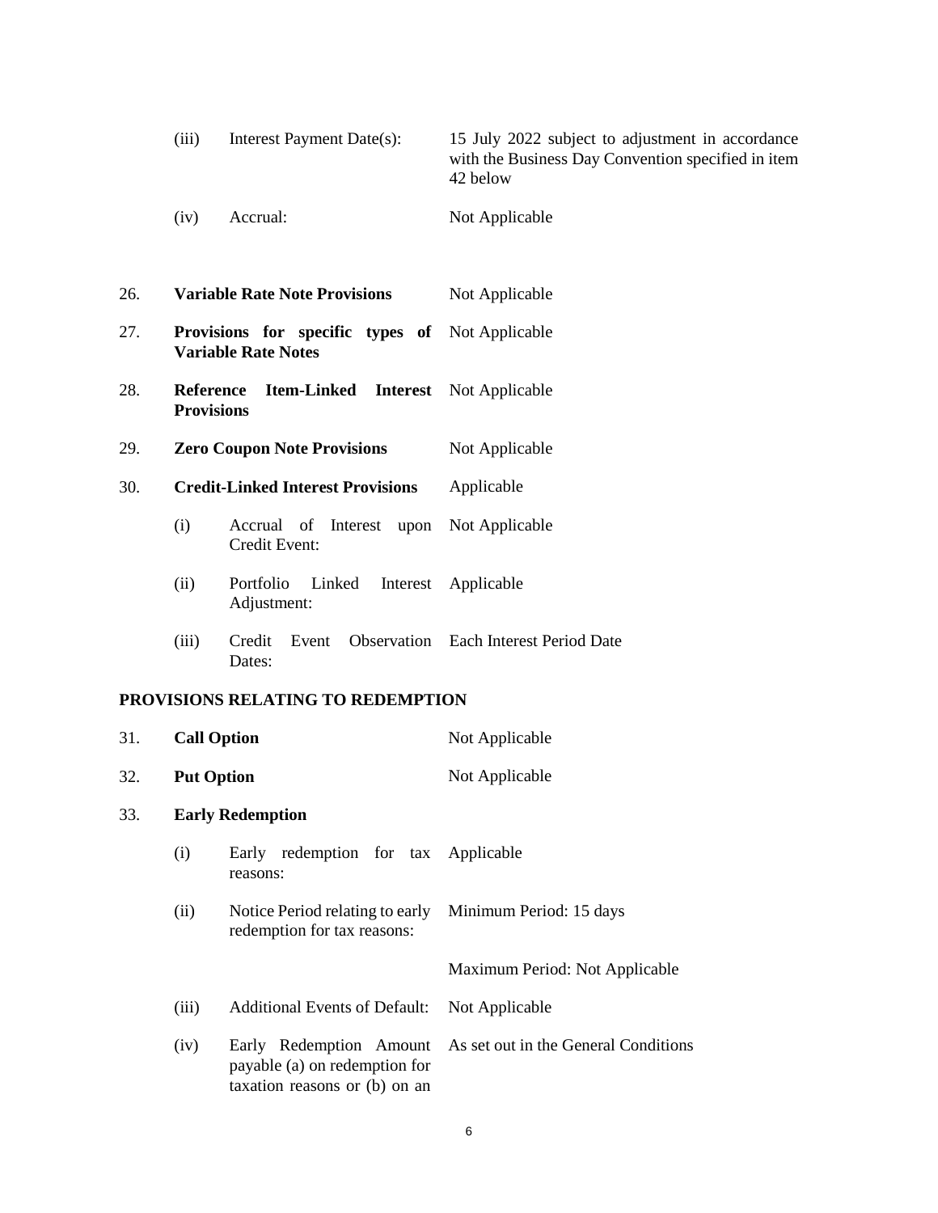| | | | |
|---|---|---|---|
| | (iii) | Interest Payment Date(s): | 15 July 2022 subject to adjustment in accordance with the Business Day Convention specified in item 42 below |
| | (iv) | Accrual: | Not Applicable |
| 26. | **Variable Rate Note Provisions** | | Not Applicable |
| 27. | **Provisions for specific types of Variable Rate Notes** | | Not Applicable |
| 28. | **Reference Item-Linked Interest Provisions** | | Not Applicable |
| 29. | **Zero Coupon Note Provisions** | | Not Applicable |
| 30. | **Credit-Linked Interest Provisions** | | Applicable |
| | (i) | Accrual of Interest upon Credit Event: | Not Applicable |
| | (ii) | Portfolio Linked Interest Adjustment: | Applicable |
| | (iii) | Credit Event Observation Dates: | Each Interest Period Date |

**PROVISIONS RELATING TO REDEMPTION**

| | | | |
|---|---|---|---|
| 31. | **Call Option** | | Not Applicable |
| 32. | **Put Option** | | Not Applicable |
| 33. | **Early Redemption** | | |
| | (i) | Early redemption for tax reasons: | Applicable |
| | (ii) | Notice Period relating to early redemption for tax reasons: | Minimum Period: 15 days<br>Maximum Period: Not Applicable |
| | (iii) | Additional Events of Default: | Not Applicable |
| | (iv) | Early Redemption Amount payable (a) on redemption for taxation reasons or (b) on an | As set out in the General Conditions |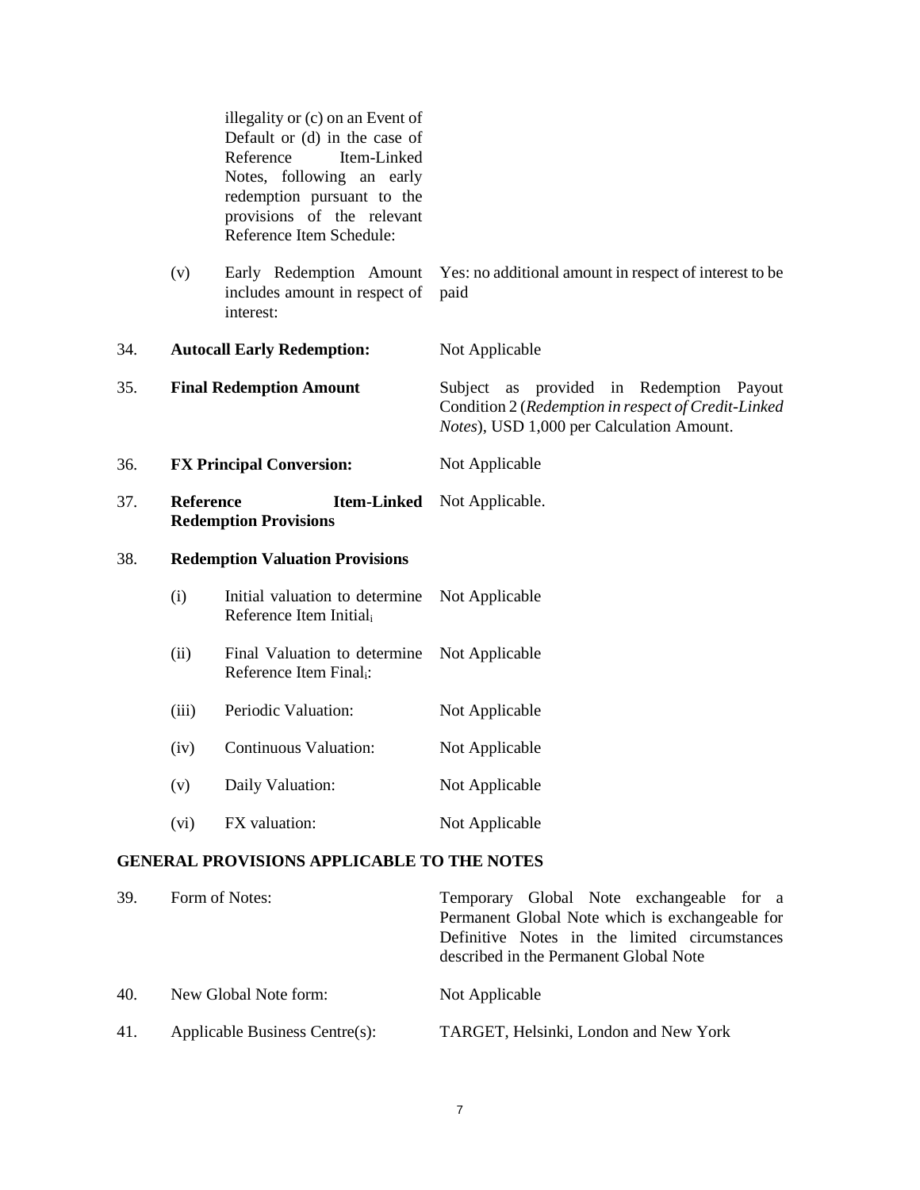| | | | |
|---|---|---|---|
| | | illegality or (c) on an Event of Default or (d) in the case of Reference Item-Linked Notes, following an early redemption pursuant to the provisions of the relevant Reference Item Schedule: | |
| | (v) | Early Redemption Amount includes amount in respect of interest: | Yes: no additional amount in respect of interest to be paid |
| 34. | **Autocall Early Redemption:** | | Not Applicable |
| 35. | **Final Redemption Amount** | | Subject as provided in Redemption Payout Condition 2 (*Redemption in respect of Credit-Linked Notes*), USD 1,000 per Calculation Amount. |
| 36. | **FX Principal Conversion:** | | Not Applicable |
| 37. | **Reference Item-Linked Redemption Provisions** | | Not Applicable. |
| 38. | **Redemption Valuation Provisions** | | |
| | (i) | Initial valuation to determine Reference Item $Initial_i$ | Not Applicable |
| | (ii) | Final Valuation to determine Reference Item $Final_i$: | Not Applicable |
| | (iii) | Periodic Valuation: | Not Applicable |
| | (iv) | Continuous Valuation: | Not Applicable |
| | (v) | Daily Valuation: | Not Applicable |
| | (vi) | FX valuation: | Not Applicable |

**GENERAL PROVISIONS APPLICABLE TO THE NOTES**

| | | |
|---|---|---|
| 39. | Form of Notes: | Temporary Global Note exchangeable for a Permanent Global Note which is exchangeable for Definitive Notes in the limited circumstances described in the Permanent Global Note |
| 40. | New Global Note form: | Not Applicable |
| 41. | Applicable Business Centre(s): | TARGET, Helsinki, London and New York |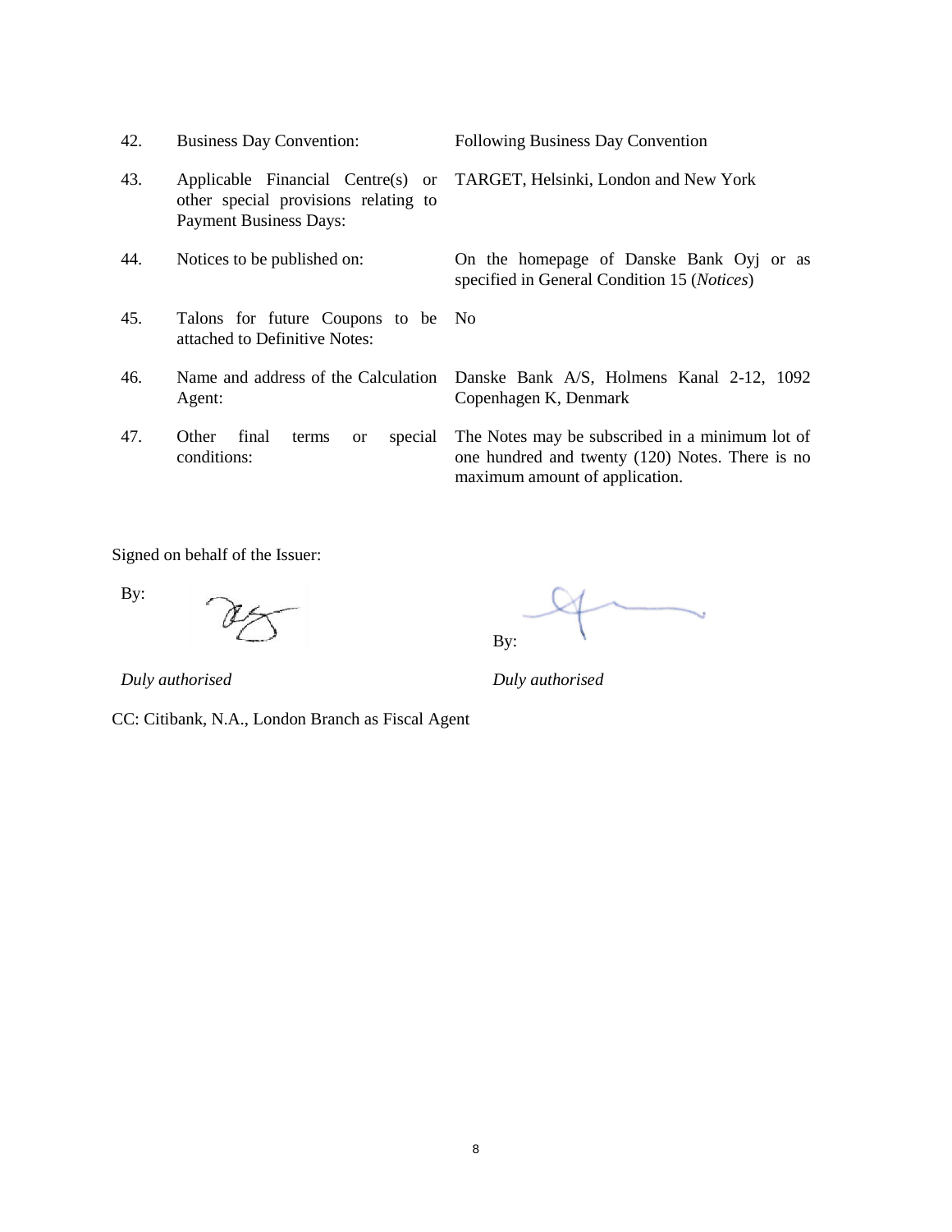| | | |
|---|---|---|
| 42. | Business Day Convention: | Following Business Day Convention |
| 43. | Applicable Financial Centre(s) or other special provisions relating to Payment Business Days: | TARGET, Helsinki, London and New York |
| 44. | Notices to be published on: | On the homepage of Danske Bank Oyj or as specified in General Condition 15 (*Notices*) |
| 45. | Talons for future Coupons to be attached to Definitive Notes: | No |
| 46. | Name and address of the Calculation Agent: | Danske Bank A/S, Holmens Kanal 2-12, 1092 Copenhagen K, Denmark |
| 47. | Other final terms or special conditions: | The Notes may be subscribed in a minimum lot of one hundred and twenty (120) Notes. There is no maximum amount of application. |

Signed on behalf of the Issuer:

By:

*Duly authorised*

By:

*Duly authorised*

CC: Citibank, N.A., London Branch as Fiscal Agent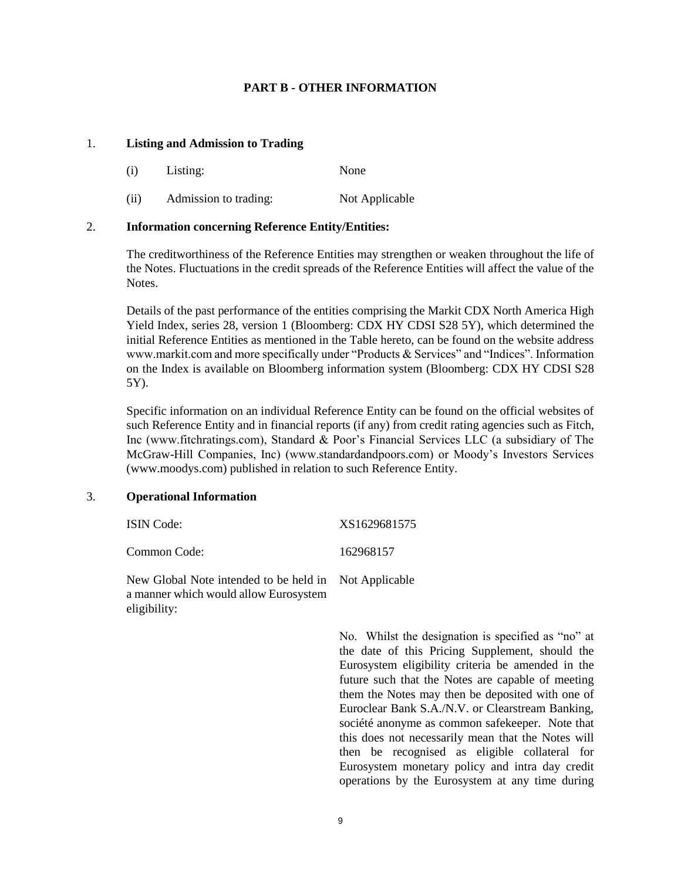## PART B - OTHER INFORMATION

### 1. Listing and Admission to Trading

| | | |
|---|---|---|
| (i) | Listing: | None |
| (ii) | Admission to trading: | Not Applicable |

### 2. Information concerning Reference Entity/Entities:

The creditworthiness of the Reference Entities may strengthen or weaken throughout the life of the Notes. Fluctuations in the credit spreads of the Reference Entities will affect the value of the Notes.

Details of the past performance of the entities comprising the Markit CDX North America High Yield Index, series 28, version 1 (Bloomberg: CDX HY CDSI S28 5Y), which determined the initial Reference Entities as mentioned in the Table hereto, can be found on the website address www.markit.com and more specifically under "Products & Services" and "Indices". Information on the Index is available on Bloomberg information system (Bloomberg: CDX HY CDSI S28 5Y).

Specific information on an individual Reference Entity can be found on the official websites of such Reference Entity and in financial reports (if any) from credit rating agencies such as Fitch, Inc (www.fitchratings.com), Standard & Poor's Financial Services LLC (a subsidiary of The McGraw-Hill Companies, Inc) (www.standardandpoors.com) or Moody's Investors Services (www.moodys.com) published in relation to such Reference Entity.

### 3. Operational Information

| | |
|---|---|
| ISIN Code: | XS1629681575 |
| Common Code: | 162968157 |
| New Global Note intended to be held in a manner which would allow Eurosystem eligibility: | Not Applicable |
| | No. Whilst the designation is specified as "no" at the date of this Pricing Supplement, should the Eurosystem eligibility criteria be amended in the future such that the Notes are capable of meeting them the Notes may then be deposited with one of Euroclear Bank S.A./N.V. or Clearstream Banking, société anonyme as common safekeeper. Note that this does not necessarily mean that the Notes will then be recognised as eligible collateral for Eurosystem monetary policy and intra day credit operations by the Eurosystem at any time during |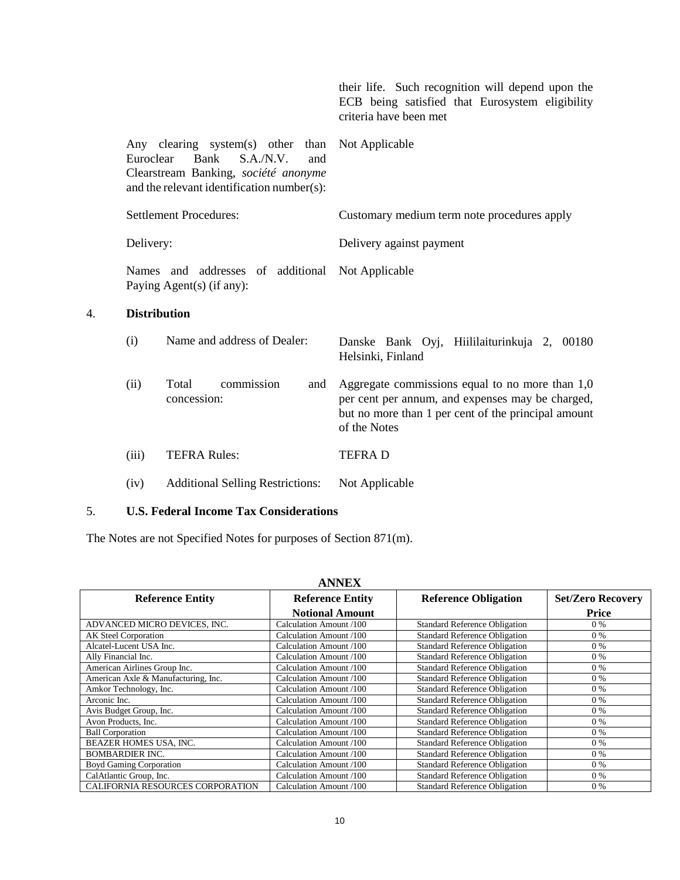| | |
|---|---|
| | their life. Such recognition will depend upon the ECB being satisfied that Eurosystem eligibility criteria have been met |
| Any clearing system(s) other than Euroclear Bank S.A./N.V. and Clearstream Banking, *société anonyme* and the relevant identification number(s): | Not Applicable |
| Settlement Procedures: | Customary medium term note procedures apply |
| Delivery: | Delivery against payment |
| Names and addresses of additional Paying Agent(s) (if any): | Not Applicable |

## 4. Distribution

| | | |
|---|---|---|
| (i) | Name and address of Dealer: | Danske Bank Oyj, Hiililaiturinkuja 2, 00180 Helsinki, Finland |
| (ii) | Total commission and concession: | Aggregate commissions equal to no more than 1,0 per cent per annum, and expenses may be charged, but no more than 1 per cent of the principal amount of the Notes |
| (iii) | TEFRA Rules: | TEFRA D |
| (iv) | Additional Selling Restrictions: | Not Applicable |

## 5. U.S. Federal Income Tax Considerations

The Notes are not Specified Notes for purposes of Section 871(m).

## ANNEX

| Reference Entity | Reference Entity Notional Amount | Reference Obligation | Set/Zero Recovery Price |
|---|---|---|---|
| ADVANCED MICRO DEVICES, INC. | Calculation Amount /100 | Standard Reference Obligation | 0 % |
| AK Steel Corporation | Calculation Amount /100 | Standard Reference Obligation | 0 % |
| Alcatel-Lucent USA Inc. | Calculation Amount /100 | Standard Reference Obligation | 0 % |
| Ally Financial Inc. | Calculation Amount /100 | Standard Reference Obligation | 0 % |
| American Airlines Group Inc. | Calculation Amount /100 | Standard Reference Obligation | 0 % |
| American Axle & Manufacturing, Inc. | Calculation Amount /100 | Standard Reference Obligation | 0 % |
| Amkor Technology, Inc. | Calculation Amount /100 | Standard Reference Obligation | 0 % |
| Arconic Inc. | Calculation Amount /100 | Standard Reference Obligation | 0 % |
| Avis Budget Group, Inc. | Calculation Amount /100 | Standard Reference Obligation | 0 % |
| Avon Products, Inc. | Calculation Amount /100 | Standard Reference Obligation | 0 % |
| Ball Corporation | Calculation Amount /100 | Standard Reference Obligation | 0 % |
| BEAZER HOMES USA, INC. | Calculation Amount /100 | Standard Reference Obligation | 0 % |
| BOMBARDIER INC. | Calculation Amount /100 | Standard Reference Obligation | 0 % |
| Boyd Gaming Corporation | Calculation Amount /100 | Standard Reference Obligation | 0 % |
| CalAtlantic Group, Inc. | Calculation Amount /100 | Standard Reference Obligation | 0 % |
| CALIFORNIA RESOURCES CORPORATION | Calculation Amount /100 | Standard Reference Obligation | 0 % |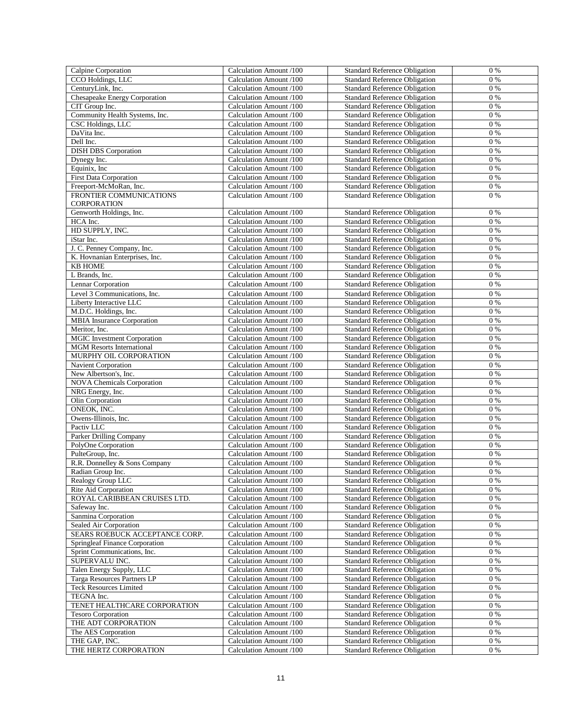| Calpine Corporation | Calculation Amount /100 | Standard Reference Obligation | 0 % |
| --- | --- | --- | --- |
| CCO Holdings, LLC | Calculation Amount /100 | Standard Reference Obligation | 0 % |
| CenturyLink, Inc. | Calculation Amount /100 | Standard Reference Obligation | 0 % |
| Chesapeake Energy Corporation | Calculation Amount /100 | Standard Reference Obligation | 0 % |
| CIT Group Inc. | Calculation Amount /100 | Standard Reference Obligation | 0 % |
| Community Health Systems, Inc. | Calculation Amount /100 | Standard Reference Obligation | 0 % |
| CSC Holdings, LLC | Calculation Amount /100 | Standard Reference Obligation | 0 % |
| DaVita Inc. | Calculation Amount /100 | Standard Reference Obligation | 0 % |
| Dell Inc. | Calculation Amount /100 | Standard Reference Obligation | 0 % |
| DISH DBS Corporation | Calculation Amount /100 | Standard Reference Obligation | 0 % |
| Dynegy Inc. | Calculation Amount /100 | Standard Reference Obligation | 0 % |
| Equinix, Inc | Calculation Amount /100 | Standard Reference Obligation | 0 % |
| First Data Corporation | Calculation Amount /100 | Standard Reference Obligation | 0 % |
| Freeport-McMoRan, Inc. | Calculation Amount /100 | Standard Reference Obligation | 0 % |
| FRONTIER COMMUNICATIONS CORPORATION | Calculation Amount /100 | Standard Reference Obligation | 0 % |
| Genworth Holdings, Inc. | Calculation Amount /100 | Standard Reference Obligation | 0 % |
| HCA Inc. | Calculation Amount /100 | Standard Reference Obligation | 0 % |
| HD SUPPLY, INC. | Calculation Amount /100 | Standard Reference Obligation | 0 % |
| iStar Inc. | Calculation Amount /100 | Standard Reference Obligation | 0 % |
| J. C. Penney Company, Inc. | Calculation Amount /100 | Standard Reference Obligation | 0 % |
| K. Hovnanian Enterprises, Inc. | Calculation Amount /100 | Standard Reference Obligation | 0 % |
| KB HOME | Calculation Amount /100 | Standard Reference Obligation | 0 % |
| L Brands, Inc. | Calculation Amount /100 | Standard Reference Obligation | 0 % |
| Lennar Corporation | Calculation Amount /100 | Standard Reference Obligation | 0 % |
| Level 3 Communications, Inc. | Calculation Amount /100 | Standard Reference Obligation | 0 % |
| Liberty Interactive LLC | Calculation Amount /100 | Standard Reference Obligation | 0 % |
| M.D.C. Holdings, Inc. | Calculation Amount /100 | Standard Reference Obligation | 0 % |
| MBIA Insurance Corporation | Calculation Amount /100 | Standard Reference Obligation | 0 % |
| Meritor, Inc. | Calculation Amount /100 | Standard Reference Obligation | 0 % |
| MGIC Investment Corporation | Calculation Amount /100 | Standard Reference Obligation | 0 % |
| MGM Resorts International | Calculation Amount /100 | Standard Reference Obligation | 0 % |
| MURPHY OIL CORPORATION | Calculation Amount /100 | Standard Reference Obligation | 0 % |
| Navient Corporation | Calculation Amount /100 | Standard Reference Obligation | 0 % |
| New Albertson's, Inc. | Calculation Amount /100 | Standard Reference Obligation | 0 % |
| NOVA Chemicals Corporation | Calculation Amount /100 | Standard Reference Obligation | 0 % |
| NRG Energy, Inc. | Calculation Amount /100 | Standard Reference Obligation | 0 % |
| Olin Corporation | Calculation Amount /100 | Standard Reference Obligation | 0 % |
| ONEOK, INC. | Calculation Amount /100 | Standard Reference Obligation | 0 % |
| Owens-Illinois, Inc. | Calculation Amount /100 | Standard Reference Obligation | 0 % |
| Pactiv LLC | Calculation Amount /100 | Standard Reference Obligation | 0 % |
| Parker Drilling Company | Calculation Amount /100 | Standard Reference Obligation | 0 % |
| PolyOne Corporation | Calculation Amount /100 | Standard Reference Obligation | 0 % |
| PulteGroup, Inc. | Calculation Amount /100 | Standard Reference Obligation | 0 % |
| R.R. Donnelley & Sons Company | Calculation Amount /100 | Standard Reference Obligation | 0 % |
| Radian Group Inc. | Calculation Amount /100 | Standard Reference Obligation | 0 % |
| Realogy Group LLC | Calculation Amount /100 | Standard Reference Obligation | 0 % |
| Rite Aid Corporation | Calculation Amount /100 | Standard Reference Obligation | 0 % |
| ROYAL CARIBBEAN CRUISES LTD. | Calculation Amount /100 | Standard Reference Obligation | 0 % |
| Safeway Inc. | Calculation Amount /100 | Standard Reference Obligation | 0 % |
| Sanmina Corporation | Calculation Amount /100 | Standard Reference Obligation | 0 % |
| Sealed Air Corporation | Calculation Amount /100 | Standard Reference Obligation | 0 % |
| SEARS ROEBUCK ACCEPTANCE CORP. | Calculation Amount /100 | Standard Reference Obligation | 0 % |
| Springleaf Finance Corporation | Calculation Amount /100 | Standard Reference Obligation | 0 % |
| Sprint Communications, Inc. | Calculation Amount /100 | Standard Reference Obligation | 0 % |
| SUPERVALU INC. | Calculation Amount /100 | Standard Reference Obligation | 0 % |
| Talen Energy Supply, LLC | Calculation Amount /100 | Standard Reference Obligation | 0 % |
| Targa Resources Partners LP | Calculation Amount /100 | Standard Reference Obligation | 0 % |
| Teck Resources Limited | Calculation Amount /100 | Standard Reference Obligation | 0 % |
| TEGNA Inc. | Calculation Amount /100 | Standard Reference Obligation | 0 % |
| TENET HEALTHCARE CORPORATION | Calculation Amount /100 | Standard Reference Obligation | 0 % |
| Tesoro Corporation | Calculation Amount /100 | Standard Reference Obligation | 0 % |
| THE ADT CORPORATION | Calculation Amount /100 | Standard Reference Obligation | 0 % |
| The AES Corporation | Calculation Amount /100 | Standard Reference Obligation | 0 % |
| THE GAP, INC. | Calculation Amount /100 | Standard Reference Obligation | 0 % |
| THE HERTZ CORPORATION | Calculation Amount /100 | Standard Reference Obligation | 0 % |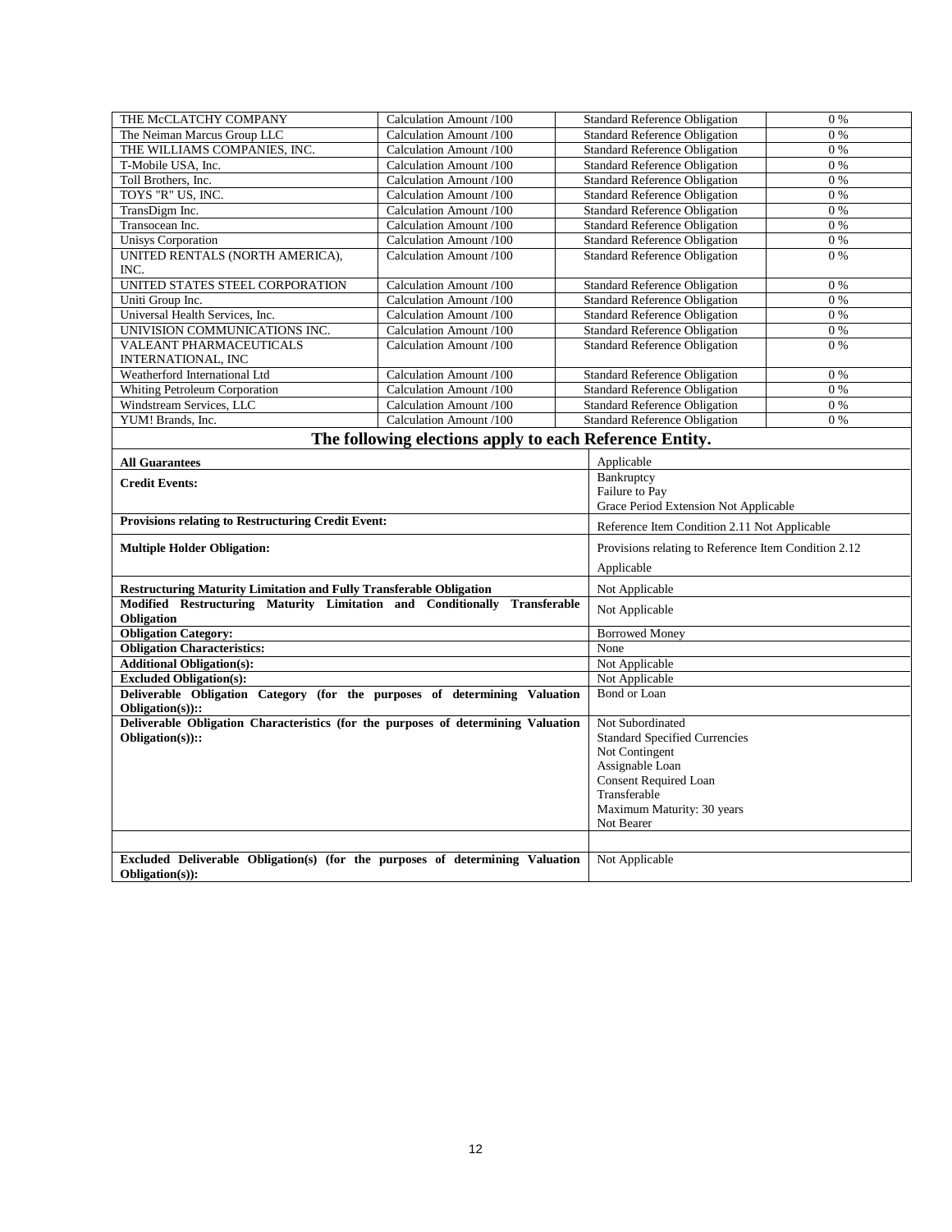| | | | |
|---|---|---|---|
| THE McCLATCHY COMPANY | Calculation Amount /100 | Standard Reference Obligation | 0 % |
| The Neiman Marcus Group LLC | Calculation Amount /100 | Standard Reference Obligation | 0 % |
| THE WILLIAMS COMPANIES, INC. | Calculation Amount /100 | Standard Reference Obligation | 0 % |
| T-Mobile USA, Inc. | Calculation Amount /100 | Standard Reference Obligation | 0 % |
| Toll Brothers, Inc. | Calculation Amount /100 | Standard Reference Obligation | 0 % |
| TOYS "R" US, INC. | Calculation Amount /100 | Standard Reference Obligation | 0 % |
| TransDigm Inc. | Calculation Amount /100 | Standard Reference Obligation | 0 % |
| Transocean Inc. | Calculation Amount /100 | Standard Reference Obligation | 0 % |
| Unisys Corporation | Calculation Amount /100 | Standard Reference Obligation | 0 % |
| UNITED RENTALS (NORTH AMERICA), INC. | Calculation Amount /100 | Standard Reference Obligation | 0 % |
| UNITED STATES STEEL CORPORATION | Calculation Amount /100 | Standard Reference Obligation | 0 % |
| Uniti Group Inc. | Calculation Amount /100 | Standard Reference Obligation | 0 % |
| Universal Health Services, Inc. | Calculation Amount /100 | Standard Reference Obligation | 0 % |
| UNIVISION COMMUNICATIONS INC. | Calculation Amount /100 | Standard Reference Obligation | 0 % |
| VALEANT PHARMACEUTICALS INTERNATIONAL, INC | Calculation Amount /100 | Standard Reference Obligation | 0 % |
| Weatherford International Ltd | Calculation Amount /100 | Standard Reference Obligation | 0 % |
| Whiting Petroleum Corporation | Calculation Amount /100 | Standard Reference Obligation | 0 % |
| Windstream Services, LLC | Calculation Amount /100 | Standard Reference Obligation | 0 % |
| YUM! Brands, Inc. | Calculation Amount /100 | Standard Reference Obligation | 0 % |

## The following elections apply to each Reference Entity.

| | |
|---|---|
| **All Guarantees** | Applicable |
| **Credit Events:** | Bankruptcy<br>Failure to Pay<br>Grace Period Extension Not Applicable |
| **Provisions relating to Restructuring Credit Event:** | Reference Item Condition 2.11 Not Applicable |
| **Multiple Holder Obligation:** | Provisions relating to Reference Item Condition 2.12<br>Applicable |
| **Restructuring Maturity Limitation and Fully Transferable Obligation** | Not Applicable |
| **Modified Restructuring Maturity Limitation and Conditionally Transferable Obligation** | Not Applicable |
| **Obligation Category:** | Borrowed Money |
| **Obligation Characteristics:** | None |
| **Additional Obligation(s):** | Not Applicable |
| **Excluded Obligation(s):** | Not Applicable |
| **Deliverable Obligation Category (for the purposes of determining Valuation Obligation(s))::** | Bond or Loan |
| **Deliverable Obligation Characteristics (for the purposes of determining Valuation Obligation(s))::** | Not Subordinated<br>Standard Specified Currencies<br>Not Contingent<br>Assignable Loan<br>Consent Required Loan<br>Transferable<br>Maximum Maturity: 30 years<br>Not Bearer |
| | |
| **Excluded Deliverable Obligation(s) (for the purposes of determining Valuation Obligation(s)):** | Not Applicable |